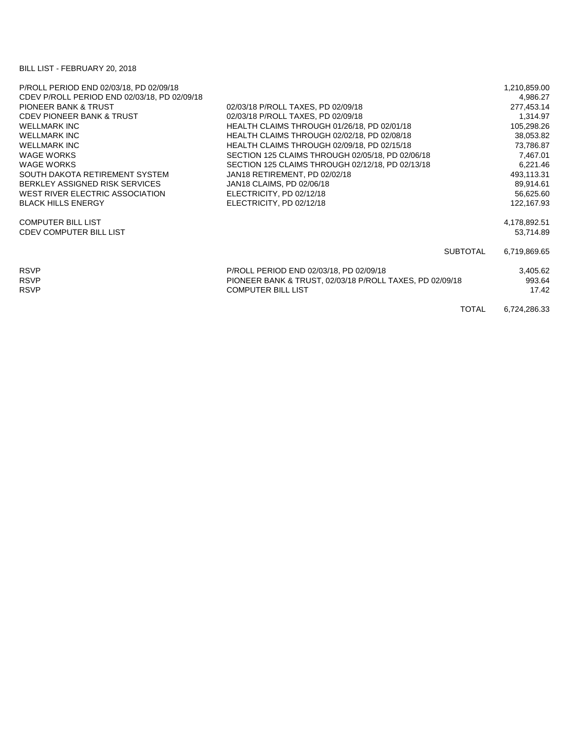BILL LIST - FEBRUARY 20, 2018

| | | |
|---|---|---|
| P/ROLL PERIOD END 02/03/18, PD 02/09/18 | | 1,210,859.00 |
| CDEV P/ROLL PERIOD END 02/03/18, PD 02/09/18 | | 4,986.27 |
| PIONEER BANK & TRUST | 02/03/18 P/ROLL TAXES, PD 02/09/18 | 277,453.14 |
| CDEV PIONEER BANK & TRUST | 02/03/18 P/ROLL TAXES, PD 02/09/18 | 1,314.97 |
| WELLMARK INC | HEALTH CLAIMS THROUGH 01/26/18, PD 02/01/18 | 105,298.26 |
| WELLMARK INC | HEALTH CLAIMS THROUGH 02/02/18, PD 02/08/18 | 38,053.82 |
| WELLMARK INC | HEALTH CLAIMS THROUGH 02/09/18, PD 02/15/18 | 73,786.87 |
| WAGE WORKS | SECTION 125 CLAIMS THROUGH 02/05/18, PD 02/06/18 | 7,467.01 |
| WAGE WORKS | SECTION 125 CLAIMS THROUGH 02/12/18, PD 02/13/18 | 6,221.46 |
| SOUTH DAKOTA RETIREMENT SYSTEM | JAN18 RETIREMENT, PD 02/02/18 | 493,113.31 |
| BERKLEY ASSIGNED RISK SERVICES | JAN18 CLAIMS, PD 02/06/18 | 89,914.61 |
| WEST RIVER ELECTRIC ASSOCIATION | ELECTRICITY, PD 02/12/18 | 56,625.60 |
| BLACK HILLS ENERGY | ELECTRICITY, PD 02/12/18 | 122,167.93 |
| | | |
| COMPUTER BILL LIST | | 4,178,892.51 |
| CDEV COMPUTER BILL LIST | | 53,714.89 |
| | | |
| | SUBTOTAL | 6,719,869.65 |
| | | |
| RSVP | P/ROLL PERIOD END 02/03/18, PD 02/09/18 | 3,405.62 |
| RSVP | PIONEER BANK & TRUST, 02/03/18 P/ROLL TAXES, PD 02/09/18 | 993.64 |
| RSVP | COMPUTER BILL LIST | 17.42 |
| | | |
| | TOTAL | 6,724,286.33 |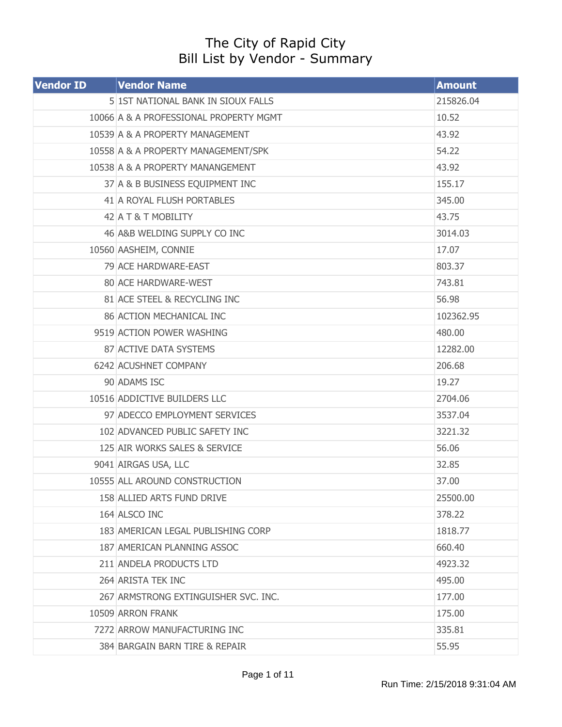# The City of Rapid City
## Bill List by Vendor - Summary

| Vendor ID | Vendor Name | Amount |
|---|---|---|
| 5 | 1ST NATIONAL BANK IN SIOUX FALLS | 215826.04 |
| 10066 | A & A PROFESSIONAL PROPERTY MGMT | 10.52 |
| 10539 | A & A PROPERTY MANAGEMENT | 43.92 |
| 10558 | A & A PROPERTY MANAGEMENT/SPK | 54.22 |
| 10538 | A & A PROPERTY MANANGEMENT | 43.92 |
| 37 | A & B BUSINESS EQUIPMENT INC | 155.17 |
| 41 | A ROYAL FLUSH PORTABLES | 345.00 |
| 42 | A T & T MOBILITY | 43.75 |
| 46 | A&B WELDING SUPPLY CO INC | 3014.03 |
| 10560 | AASHEIM, CONNIE | 17.07 |
| 79 | ACE HARDWARE-EAST | 803.37 |
| 80 | ACE HARDWARE-WEST | 743.81 |
| 81 | ACE STEEL & RECYCLING INC | 56.98 |
| 86 | ACTION MECHANICAL INC | 102362.95 |
| 9519 | ACTION POWER WASHING | 480.00 |
| 87 | ACTIVE DATA SYSTEMS | 12282.00 |
| 6242 | ACUSHNET COMPANY | 206.68 |
| 90 | ADAMS ISC | 19.27 |
| 10516 | ADDICTIVE BUILDERS LLC | 2704.06 |
| 97 | ADECCO EMPLOYMENT SERVICES | 3537.04 |
| 102 | ADVANCED PUBLIC SAFETY INC | 3221.32 |
| 125 | AIR WORKS SALES & SERVICE | 56.06 |
| 9041 | AIRGAS USA, LLC | 32.85 |
| 10555 | ALL AROUND CONSTRUCTION | 37.00 |
| 158 | ALLIED ARTS FUND DRIVE | 25500.00 |
| 164 | ALSCO INC | 378.22 |
| 183 | AMERICAN LEGAL PUBLISHING CORP | 1818.77 |
| 187 | AMERICAN PLANNING ASSOC | 660.40 |
| 211 | ANDELA PRODUCTS LTD | 4923.32 |
| 264 | ARISTA TEK INC | 495.00 |
| 267 | ARMSTRONG EXTINGUISHER SVC. INC. | 177.00 |
| 10509 | ARRON FRANK | 175.00 |
| 7272 | ARROW MANUFACTURING INC | 335.81 |
| 384 | BARGAIN BARN TIRE & REPAIR | 55.95 |

Run Time: 2/15/2018 9:31:04 AM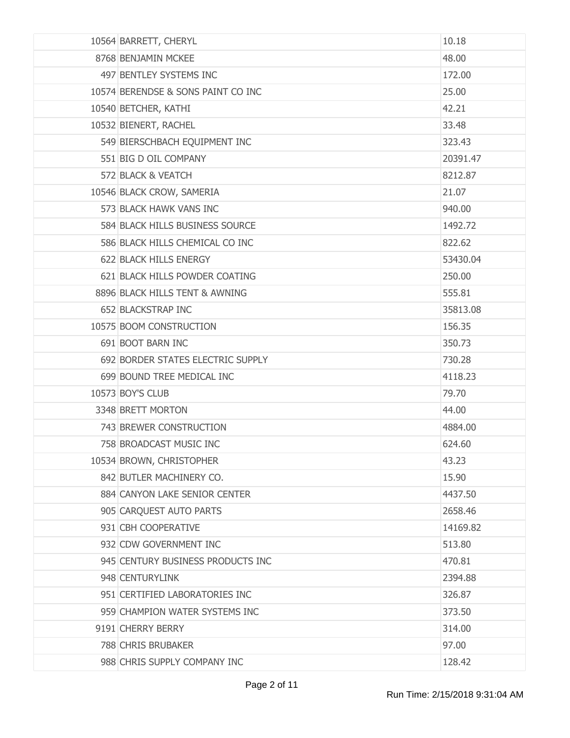| | | |
|---|---|---|
| 10564 | BARRETT, CHERYL | 10.18 |
| 8768 | BENJAMIN MCKEE | 48.00 |
| 497 | BENTLEY SYSTEMS INC | 172.00 |
| 10574 | BERENDSE & SONS PAINT CO INC | 25.00 |
| 10540 | BETCHER, KATHI | 42.21 |
| 10532 | BIENERT, RACHEL | 33.48 |
| 549 | BIERSCHBACH EQUIPMENT INC | 323.43 |
| 551 | BIG D OIL COMPANY | 20391.47 |
| 572 | BLACK & VEATCH | 8212.87 |
| 10546 | BLACK CROW, SAMERIA | 21.07 |
| 573 | BLACK HAWK VANS INC | 940.00 |
| 584 | BLACK HILLS BUSINESS SOURCE | 1492.72 |
| 586 | BLACK HILLS CHEMICAL CO INC | 822.62 |
| 622 | BLACK HILLS ENERGY | 53430.04 |
| 621 | BLACK HILLS POWDER COATING | 250.00 |
| 8896 | BLACK HILLS TENT & AWNING | 555.81 |
| 652 | BLACKSTRAP INC | 35813.08 |
| 10575 | BOOM CONSTRUCTION | 156.35 |
| 691 | BOOT BARN INC | 350.73 |
| 692 | BORDER STATES ELECTRIC SUPPLY | 730.28 |
| 699 | BOUND TREE MEDICAL INC | 4118.23 |
| 10573 | BOY'S CLUB | 79.70 |
| 3348 | BRETT MORTON | 44.00 |
| 743 | BREWER CONSTRUCTION | 4884.00 |
| 758 | BROADCAST MUSIC INC | 624.60 |
| 10534 | BROWN, CHRISTOPHER | 43.23 |
| 842 | BUTLER MACHINERY CO. | 15.90 |
| 884 | CANYON LAKE SENIOR CENTER | 4437.50 |
| 905 | CARQUEST AUTO PARTS | 2658.46 |
| 931 | CBH COOPERATIVE | 14169.82 |
| 932 | CDW GOVERNMENT INC | 513.80 |
| 945 | CENTURY BUSINESS PRODUCTS INC | 470.81 |
| 948 | CENTURYLINK | 2394.88 |
| 951 | CERTIFIED LABORATORIES INC | 326.87 |
| 959 | CHAMPION WATER SYSTEMS INC | 373.50 |
| 9191 | CHERRY BERRY | 314.00 |
| 788 | CHRIS BRUBAKER | 97.00 |
| 988 | CHRIS SUPPLY COMPANY INC | 128.42 |

Run Time: 2/15/2018 9:31:04 AM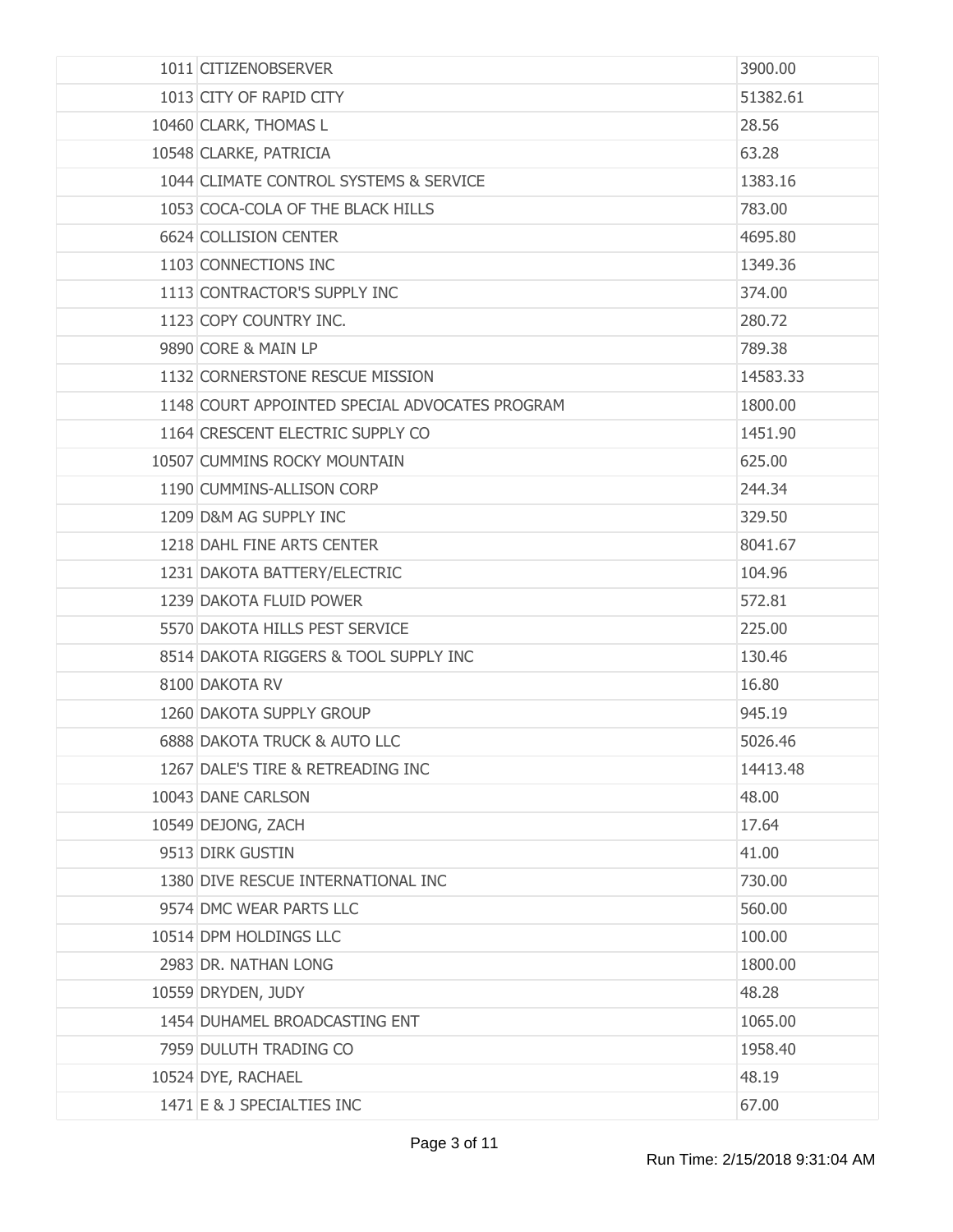| | | |
|---|---|---|
| 1011 | CITIZENOBSERVER | 3900.00 |
| 1013 | CITY OF RAPID CITY | 51382.61 |
| 10460 | CLARK, THOMAS L | 28.56 |
| 10548 | CLARKE, PATRICIA | 63.28 |
| 1044 | CLIMATE CONTROL SYSTEMS & SERVICE | 1383.16 |
| 1053 | COCA-COLA OF THE BLACK HILLS | 783.00 |
| 6624 | COLLISION CENTER | 4695.80 |
| 1103 | CONNECTIONS INC | 1349.36 |
| 1113 | CONTRACTOR'S SUPPLY INC | 374.00 |
| 1123 | COPY COUNTRY INC. | 280.72 |
| 9890 | CORE & MAIN LP | 789.38 |
| 1132 | CORNERSTONE RESCUE MISSION | 14583.33 |
| 1148 | COURT APPOINTED SPECIAL ADVOCATES PROGRAM | 1800.00 |
| 1164 | CRESCENT ELECTRIC SUPPLY CO | 1451.90 |
| 10507 | CUMMINS ROCKY MOUNTAIN | 625.00 |
| 1190 | CUMMINS-ALLISON CORP | 244.34 |
| 1209 | D&M AG SUPPLY INC | 329.50 |
| 1218 | DAHL FINE ARTS CENTER | 8041.67 |
| 1231 | DAKOTA BATTERY/ELECTRIC | 104.96 |
| 1239 | DAKOTA FLUID POWER | 572.81 |
| 5570 | DAKOTA HILLS PEST SERVICE | 225.00 |
| 8514 | DAKOTA RIGGERS & TOOL SUPPLY INC | 130.46 |
| 8100 | DAKOTA RV | 16.80 |
| 1260 | DAKOTA SUPPLY GROUP | 945.19 |
| 6888 | DAKOTA TRUCK & AUTO LLC | 5026.46 |
| 1267 | DALE'S TIRE & RETREADING INC | 14413.48 |
| 10043 | DANE CARLSON | 48.00 |
| 10549 | DEJONG, ZACH | 17.64 |
| 9513 | DIRK GUSTIN | 41.00 |
| 1380 | DIVE RESCUE INTERNATIONAL INC | 730.00 |
| 9574 | DMC WEAR PARTS LLC | 560.00 |
| 10514 | DPM HOLDINGS LLC | 100.00 |
| 2983 | DR. NATHAN LONG | 1800.00 |
| 10559 | DRYDEN, JUDY | 48.28 |
| 1454 | DUHAMEL BROADCASTING ENT | 1065.00 |
| 7959 | DULUTH TRADING CO | 1958.40 |
| 10524 | DYE, RACHAEL | 48.19 |
| 1471 | E & J SPECIALTIES INC | 67.00 |

Run Time: 2/15/2018 9:31:04 AM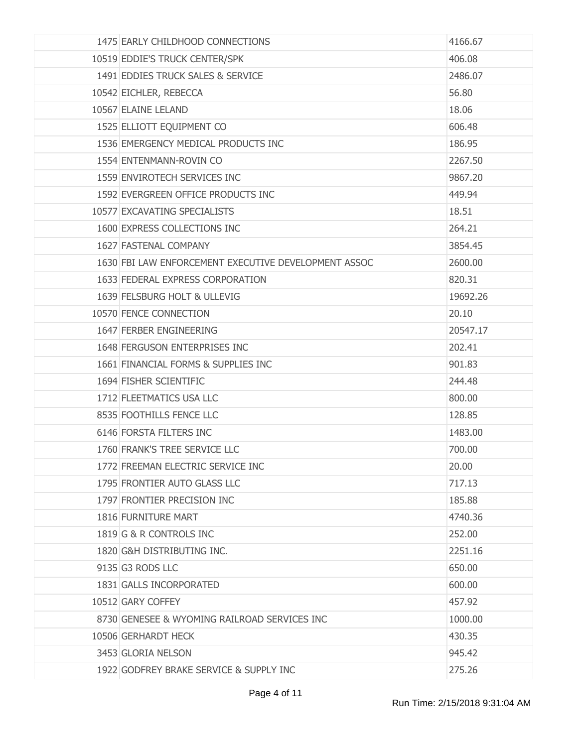| | | |
|---|---|---|
| 1475 | EARLY CHILDHOOD CONNECTIONS | 4166.67 |
| 10519 | EDDIE'S TRUCK CENTER/SPK | 406.08 |
| 1491 | EDDIES TRUCK SALES & SERVICE | 2486.07 |
| 10542 | EICHLER, REBECCA | 56.80 |
| 10567 | ELAINE LELAND | 18.06 |
| 1525 | ELLIOTT EQUIPMENT CO | 606.48 |
| 1536 | EMERGENCY MEDICAL PRODUCTS INC | 186.95 |
| 1554 | ENTENMANN-ROVIN CO | 2267.50 |
| 1559 | ENVIROTECH SERVICES INC | 9867.20 |
| 1592 | EVERGREEN OFFICE PRODUCTS INC | 449.94 |
| 10577 | EXCAVATING SPECIALISTS | 18.51 |
| 1600 | EXPRESS COLLECTIONS INC | 264.21 |
| 1627 | FASTENAL COMPANY | 3854.45 |
| 1630 | FBI LAW ENFORCEMENT EXECUTIVE DEVELOPMENT ASSOC | 2600.00 |
| 1633 | FEDERAL EXPRESS CORPORATION | 820.31 |
| 1639 | FELSBURG HOLT & ULLEVIG | 19692.26 |
| 10570 | FENCE CONNECTION | 20.10 |
| 1647 | FERBER ENGINEERING | 20547.17 |
| 1648 | FERGUSON ENTERPRISES INC | 202.41 |
| 1661 | FINANCIAL FORMS & SUPPLIES INC | 901.83 |
| 1694 | FISHER SCIENTIFIC | 244.48 |
| 1712 | FLEETMATICS USA LLC | 800.00 |
| 8535 | FOOTHILLS FENCE LLC | 128.85 |
| 6146 | FORSTA FILTERS INC | 1483.00 |
| 1760 | FRANK'S TREE SERVICE LLC | 700.00 |
| 1772 | FREEMAN ELECTRIC SERVICE INC | 20.00 |
| 1795 | FRONTIER AUTO GLASS LLC | 717.13 |
| 1797 | FRONTIER PRECISION INC | 185.88 |
| 1816 | FURNITURE MART | 4740.36 |
| 1819 | G & R CONTROLS INC | 252.00 |
| 1820 | G&H DISTRIBUTING INC. | 2251.16 |
| 9135 | G3 RODS LLC | 650.00 |
| 1831 | GALLS INCORPORATED | 600.00 |
| 10512 | GARY COFFEY | 457.92 |
| 8730 | GENESEE & WYOMING RAILROAD SERVICES INC | 1000.00 |
| 10506 | GERHARDT HECK | 430.35 |
| 3453 | GLORIA NELSON | 945.42 |
| 1922 | GODFREY BRAKE SERVICE & SUPPLY INC | 275.26 |

Run Time: 2/15/2018 9:31:04 AM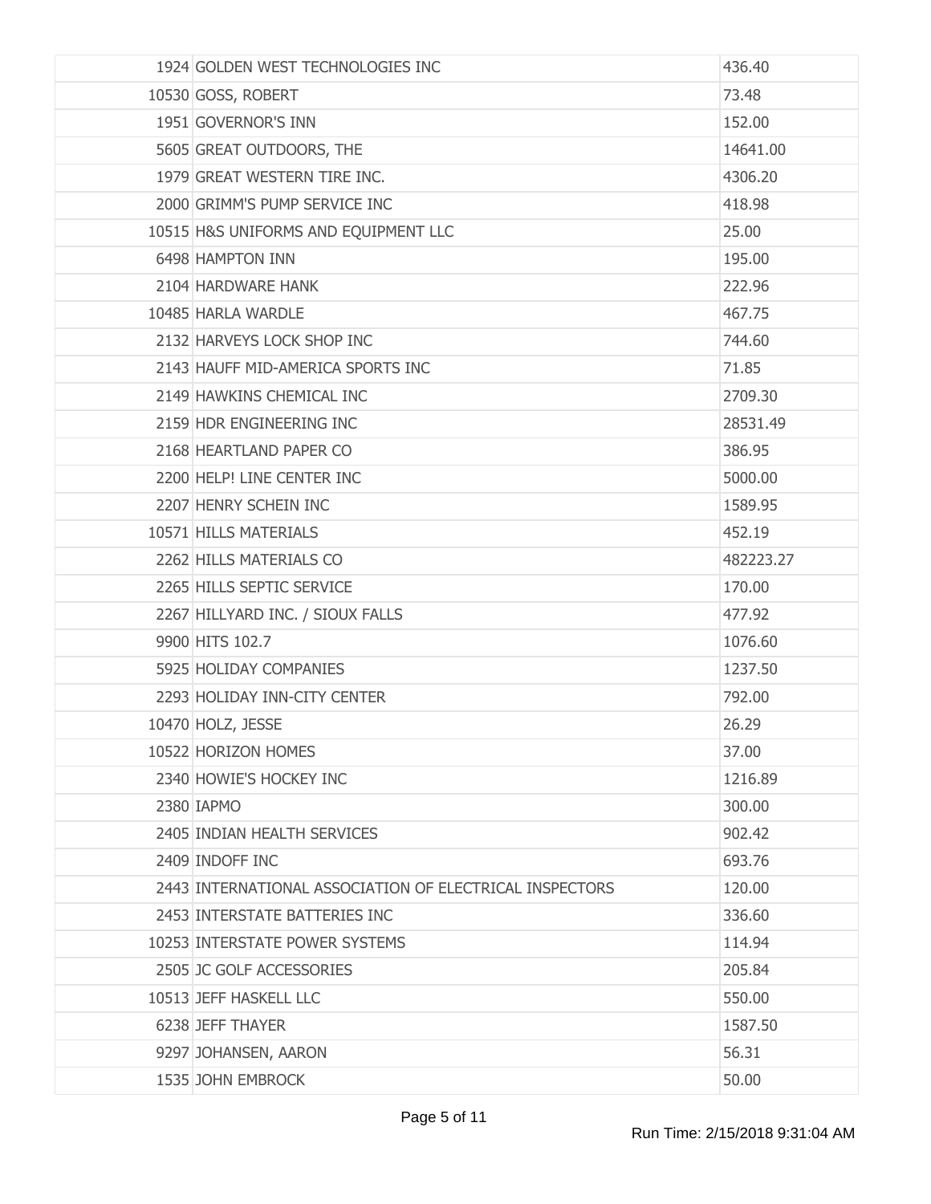| | | |
|---|---|---|
| 1924 | GOLDEN WEST TECHNOLOGIES INC | 436.40 |
| 10530 | GOSS, ROBERT | 73.48 |
| 1951 | GOVERNOR'S INN | 152.00 |
| 5605 | GREAT OUTDOORS, THE | 14641.00 |
| 1979 | GREAT WESTERN TIRE INC. | 4306.20 |
| 2000 | GRIMM'S PUMP SERVICE INC | 418.98 |
| 10515 | H&S UNIFORMS AND EQUIPMENT LLC | 25.00 |
| 6498 | HAMPTON INN | 195.00 |
| 2104 | HARDWARE HANK | 222.96 |
| 10485 | HARLA WARDLE | 467.75 |
| 2132 | HARVEYS LOCK SHOP INC | 744.60 |
| 2143 | HAUFF MID-AMERICA SPORTS INC | 71.85 |
| 2149 | HAWKINS CHEMICAL INC | 2709.30 |
| 2159 | HDR ENGINEERING INC | 28531.49 |
| 2168 | HEARTLAND PAPER CO | 386.95 |
| 2200 | HELP! LINE CENTER INC | 5000.00 |
| 2207 | HENRY SCHEIN INC | 1589.95 |
| 10571 | HILLS MATERIALS | 452.19 |
| 2262 | HILLS MATERIALS CO | 482223.27 |
| 2265 | HILLS SEPTIC SERVICE | 170.00 |
| 2267 | HILLYARD INC. / SIOUX FALLS | 477.92 |
| 9900 | HITS 102.7 | 1076.60 |
| 5925 | HOLIDAY COMPANIES | 1237.50 |
| 2293 | HOLIDAY INN-CITY CENTER | 792.00 |
| 10470 | HOLZ, JESSE | 26.29 |
| 10522 | HORIZON HOMES | 37.00 |
| 2340 | HOWIE'S HOCKEY INC | 1216.89 |
| 2380 | IAPMO | 300.00 |
| 2405 | INDIAN HEALTH SERVICES | 902.42 |
| 2409 | INDOFF INC | 693.76 |
| 2443 | INTERNATIONAL ASSOCIATION OF ELECTRICAL INSPECTORS | 120.00 |
| 2453 | INTERSTATE BATTERIES INC | 336.60 |
| 10253 | INTERSTATE POWER SYSTEMS | 114.94 |
| 2505 | JC GOLF ACCESSORIES | 205.84 |
| 10513 | JEFF HASKELL LLC | 550.00 |
| 6238 | JEFF THAYER | 1587.50 |
| 9297 | JOHANSEN, AARON | 56.31 |
| 1535 | JOHN EMBROCK | 50.00 |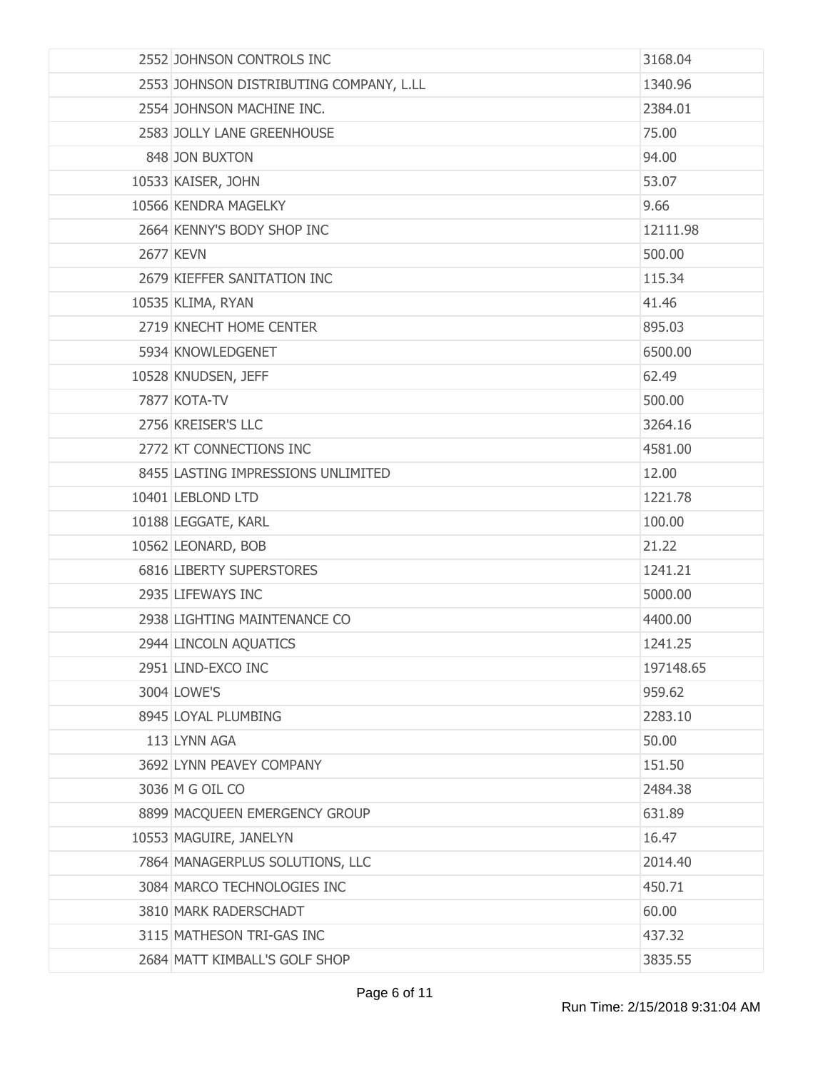| | | |
|---|---|---|
| 2552 | JOHNSON CONTROLS INC | 3168.04 |
| 2553 | JOHNSON DISTRIBUTING COMPANY, L.LL | 1340.96 |
| 2554 | JOHNSON MACHINE INC. | 2384.01 |
| 2583 | JOLLY LANE GREENHOUSE | 75.00 |
| 848 | JON BUXTON | 94.00 |
| 10533 | KAISER, JOHN | 53.07 |
| 10566 | KENDRA MAGELKY | 9.66 |
| 2664 | KENNY'S BODY SHOP INC | 12111.98 |
| 2677 | KEVN | 500.00 |
| 2679 | KIEFFER SANITATION INC | 115.34 |
| 10535 | KLIMA, RYAN | 41.46 |
| 2719 | KNECHT HOME CENTER | 895.03 |
| 5934 | KNOWLEDGENET | 6500.00 |
| 10528 | KNUDSEN, JEFF | 62.49 |
| 7877 | KOTA-TV | 500.00 |
| 2756 | KREISER'S LLC | 3264.16 |
| 2772 | KT CONNECTIONS INC | 4581.00 |
| 8455 | LASTING IMPRESSIONS UNLIMITED | 12.00 |
| 10401 | LEBLOND LTD | 1221.78 |
| 10188 | LEGGATE, KARL | 100.00 |
| 10562 | LEONARD, BOB | 21.22 |
| 6816 | LIBERTY SUPERSTORES | 1241.21 |
| 2935 | LIFEWAYS INC | 5000.00 |
| 2938 | LIGHTING MAINTENANCE CO | 4400.00 |
| 2944 | LINCOLN AQUATICS | 1241.25 |
| 2951 | LIND-EXCO INC | 197148.65 |
| 3004 | LOWE'S | 959.62 |
| 8945 | LOYAL PLUMBING | 2283.10 |
| 113 | LYNN AGA | 50.00 |
| 3692 | LYNN PEAVEY COMPANY | 151.50 |
| 3036 | M G OIL CO | 2484.38 |
| 8899 | MACQUEEN EMERGENCY GROUP | 631.89 |
| 10553 | MAGUIRE, JANELYN | 16.47 |
| 7864 | MANAGERPLUS SOLUTIONS, LLC | 2014.40 |
| 3084 | MARCO TECHNOLOGIES INC | 450.71 |
| 3810 | MARK RADERSCHADT | 60.00 |
| 3115 | MATHESON TRI-GAS INC | 437.32 |
| 2684 | MATT KIMBALL'S GOLF SHOP | 3835.55 |

Run Time: 2/15/2018 9:31:04 AM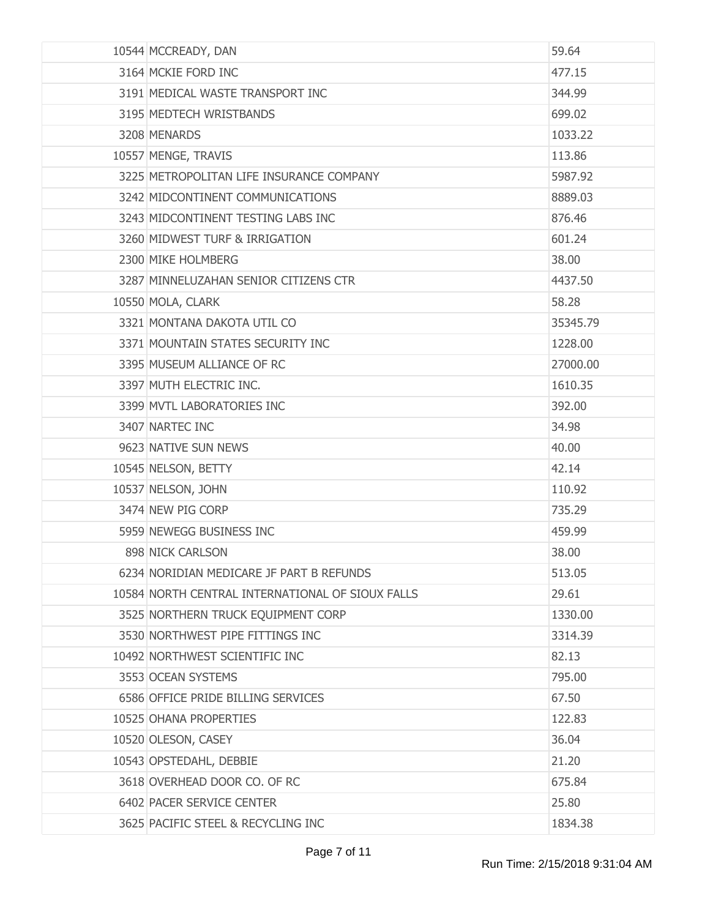| | | |
|---|---|---|
| 10544 | MCCREADY, DAN | 59.64 |
| 3164 | MCKIE FORD INC | 477.15 |
| 3191 | MEDICAL WASTE TRANSPORT INC | 344.99 |
| 3195 | MEDTECH WRISTBANDS | 699.02 |
| 3208 | MENARDS | 1033.22 |
| 10557 | MENGE, TRAVIS | 113.86 |
| 3225 | METROPOLITAN LIFE INSURANCE COMPANY | 5987.92 |
| 3242 | MIDCONTINENT COMMUNICATIONS | 8889.03 |
| 3243 | MIDCONTINENT TESTING LABS INC | 876.46 |
| 3260 | MIDWEST TURF & IRRIGATION | 601.24 |
| 2300 | MIKE HOLMBERG | 38.00 |
| 3287 | MINNELUZAHAN SENIOR CITIZENS CTR | 4437.50 |
| 10550 | MOLA, CLARK | 58.28 |
| 3321 | MONTANA DAKOTA UTIL CO | 35345.79 |
| 3371 | MOUNTAIN STATES SECURITY INC | 1228.00 |
| 3395 | MUSEUM ALLIANCE OF RC | 27000.00 |
| 3397 | MUTH ELECTRIC INC. | 1610.35 |
| 3399 | MVTL LABORATORIES INC | 392.00 |
| 3407 | NARTEC INC | 34.98 |
| 9623 | NATIVE SUN NEWS | 40.00 |
| 10545 | NELSON, BETTY | 42.14 |
| 10537 | NELSON, JOHN | 110.92 |
| 3474 | NEW PIG CORP | 735.29 |
| 5959 | NEWEGG BUSINESS INC | 459.99 |
| 898 | NICK CARLSON | 38.00 |
| 6234 | NORIDIAN MEDICARE JF PART B REFUNDS | 513.05 |
| 10584 | NORTH CENTRAL INTERNATIONAL OF SIOUX FALLS | 29.61 |
| 3525 | NORTHERN TRUCK EQUIPMENT CORP | 1330.00 |
| 3530 | NORTHWEST PIPE FITTINGS INC | 3314.39 |
| 10492 | NORTHWEST SCIENTIFIC INC | 82.13 |
| 3553 | OCEAN SYSTEMS | 795.00 |
| 6586 | OFFICE PRIDE BILLING SERVICES | 67.50 |
| 10525 | OHANA PROPERTIES | 122.83 |
| 10520 | OLESON, CASEY | 36.04 |
| 10543 | OPSTEDAHL, DEBBIE | 21.20 |
| 3618 | OVERHEAD DOOR CO. OF RC | 675.84 |
| 6402 | PACER SERVICE CENTER | 25.80 |
| 3625 | PACIFIC STEEL & RECYCLING INC | 1834.38 |

Run Time: 2/15/2018 9:31:04 AM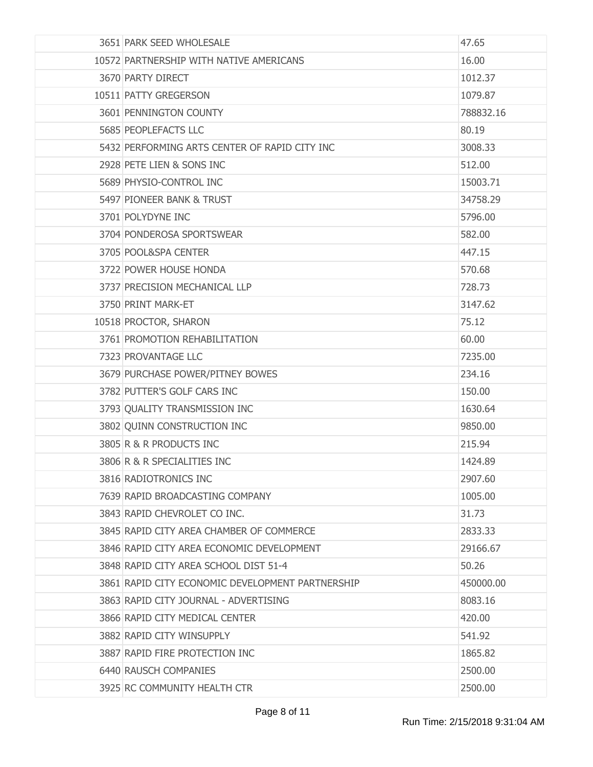| | | |
|---|---|---|
| 3651 | PARK SEED WHOLESALE | 47.65 |
| 10572 | PARTNERSHIP WITH NATIVE AMERICANS | 16.00 |
| 3670 | PARTY DIRECT | 1012.37 |
| 10511 | PATTY GREGERSON | 1079.87 |
| 3601 | PENNINGTON COUNTY | 788832.16 |
| 5685 | PEOPLEFACTS LLC | 80.19 |
| 5432 | PERFORMING ARTS CENTER OF RAPID CITY INC | 3008.33 |
| 2928 | PETE LIEN & SONS INC | 512.00 |
| 5689 | PHYSIO-CONTROL INC | 15003.71 |
| 5497 | PIONEER BANK & TRUST | 34758.29 |
| 3701 | POLYDYNE INC | 5796.00 |
| 3704 | PONDEROSA SPORTSWEAR | 582.00 |
| 3705 | POOL&SPA CENTER | 447.15 |
| 3722 | POWER HOUSE HONDA | 570.68 |
| 3737 | PRECISION MECHANICAL LLP | 728.73 |
| 3750 | PRINT MARK-ET | 3147.62 |
| 10518 | PROCTOR, SHARON | 75.12 |
| 3761 | PROMOTION REHABILITATION | 60.00 |
| 7323 | PROVANTAGE LLC | 7235.00 |
| 3679 | PURCHASE POWER/PITNEY BOWES | 234.16 |
| 3782 | PUTTER'S GOLF CARS INC | 150.00 |
| 3793 | QUALITY TRANSMISSION INC | 1630.64 |
| 3802 | QUINN CONSTRUCTION INC | 9850.00 |
| 3805 | R & R PRODUCTS INC | 215.94 |
| 3806 | R & R SPECIALITIES INC | 1424.89 |
| 3816 | RADIOTRONICS INC | 2907.60 |
| 7639 | RAPID BROADCASTING COMPANY | 1005.00 |
| 3843 | RAPID CHEVROLET CO INC. | 31.73 |
| 3845 | RAPID CITY AREA CHAMBER OF COMMERCE | 2833.33 |
| 3846 | RAPID CITY AREA ECONOMIC DEVELOPMENT | 29166.67 |
| 3848 | RAPID CITY AREA SCHOOL DIST 51-4 | 50.26 |
| 3861 | RAPID CITY ECONOMIC DEVELOPMENT PARTNERSHIP | 450000.00 |
| 3863 | RAPID CITY JOURNAL - ADVERTISING | 8083.16 |
| 3866 | RAPID CITY MEDICAL CENTER | 420.00 |
| 3882 | RAPID CITY WINSUPPLY | 541.92 |
| 3887 | RAPID FIRE PROTECTION INC | 1865.82 |
| 6440 | RAUSCH COMPANIES | 2500.00 |
| 3925 | RC COMMUNITY HEALTH CTR | 2500.00 |

Run Time: 2/15/2018 9:31:04 AM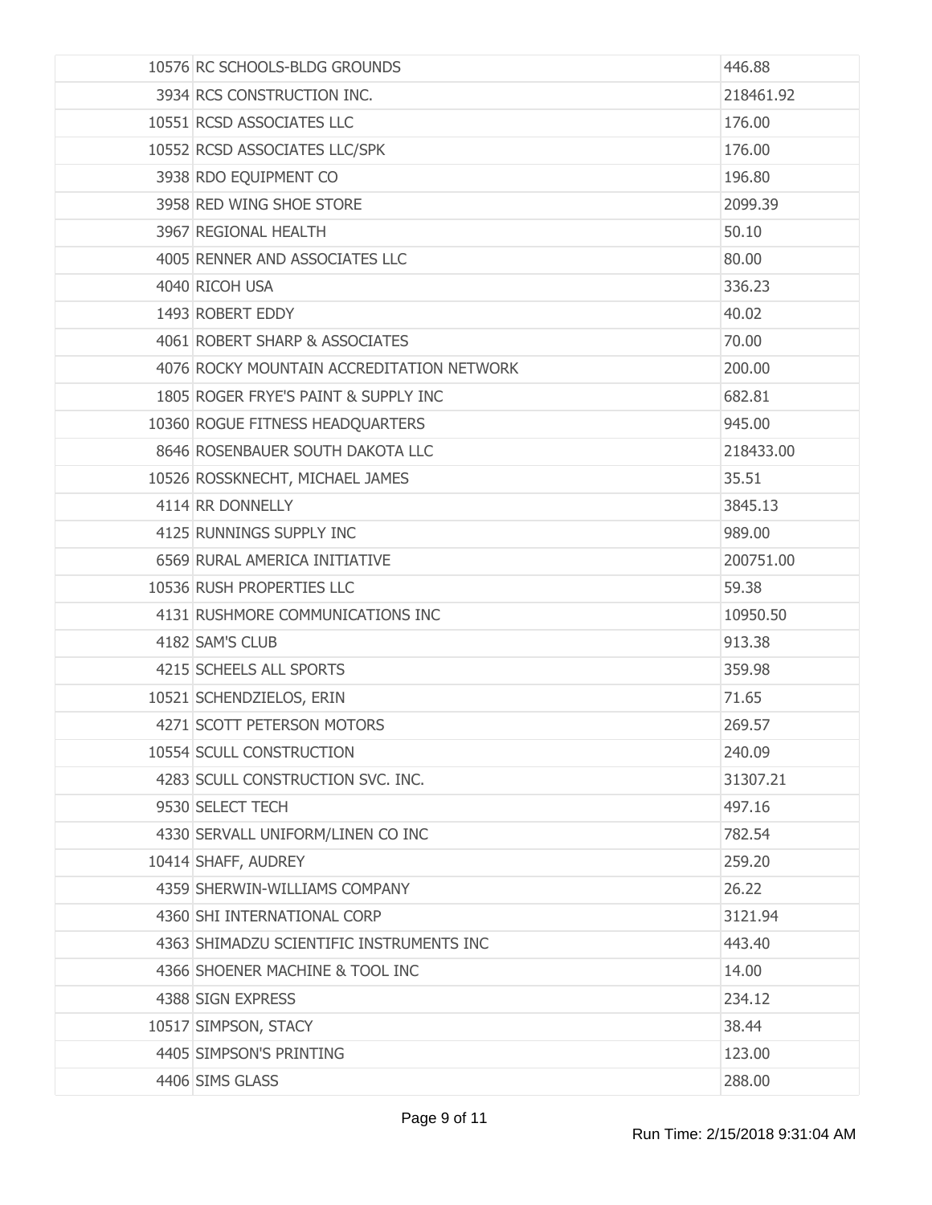| | | |
|---|---|---|
| 10576 | RC SCHOOLS-BLDG GROUNDS | 446.88 |
| 3934 | RCS CONSTRUCTION INC. | 218461.92 |
| 10551 | RCSD ASSOCIATES LLC | 176.00 |
| 10552 | RCSD ASSOCIATES LLC/SPK | 176.00 |
| 3938 | RDO EQUIPMENT CO | 196.80 |
| 3958 | RED WING SHOE STORE | 2099.39 |
| 3967 | REGIONAL HEALTH | 50.10 |
| 4005 | RENNER AND ASSOCIATES LLC | 80.00 |
| 4040 | RICOH USA | 336.23 |
| 1493 | ROBERT EDDY | 40.02 |
| 4061 | ROBERT SHARP & ASSOCIATES | 70.00 |
| 4076 | ROCKY MOUNTAIN ACCREDITATION NETWORK | 200.00 |
| 1805 | ROGER FRYE'S PAINT & SUPPLY INC | 682.81 |
| 10360 | ROGUE FITNESS HEADQUARTERS | 945.00 |
| 8646 | ROSENBAUER SOUTH DAKOTA LLC | 218433.00 |
| 10526 | ROSSKNECHT, MICHAEL JAMES | 35.51 |
| 4114 | RR DONNELLY | 3845.13 |
| 4125 | RUNNINGS SUPPLY INC | 989.00 |
| 6569 | RURAL AMERICA INITIATIVE | 200751.00 |
| 10536 | RUSH PROPERTIES LLC | 59.38 |
| 4131 | RUSHMORE COMMUNICATIONS INC | 10950.50 |
| 4182 | SAM'S CLUB | 913.38 |
| 4215 | SCHEELS ALL SPORTS | 359.98 |
| 10521 | SCHENDZIELOS, ERIN | 71.65 |
| 4271 | SCOTT PETERSON MOTORS | 269.57 |
| 10554 | SCULL CONSTRUCTION | 240.09 |
| 4283 | SCULL CONSTRUCTION SVC. INC. | 31307.21 |
| 9530 | SELECT TECH | 497.16 |
| 4330 | SERVALL UNIFORM/LINEN CO INC | 782.54 |
| 10414 | SHAFF, AUDREY | 259.20 |
| 4359 | SHERWIN-WILLIAMS COMPANY | 26.22 |
| 4360 | SHI INTERNATIONAL CORP | 3121.94 |
| 4363 | SHIMADZU SCIENTIFIC INSTRUMENTS INC | 443.40 |
| 4366 | SHOENER MACHINE & TOOL INC | 14.00 |
| 4388 | SIGN EXPRESS | 234.12 |
| 10517 | SIMPSON, STACY | 38.44 |
| 4405 | SIMPSON'S PRINTING | 123.00 |
| 4406 | SIMS GLASS | 288.00 |

Run Time: 2/15/2018 9:31:04 AM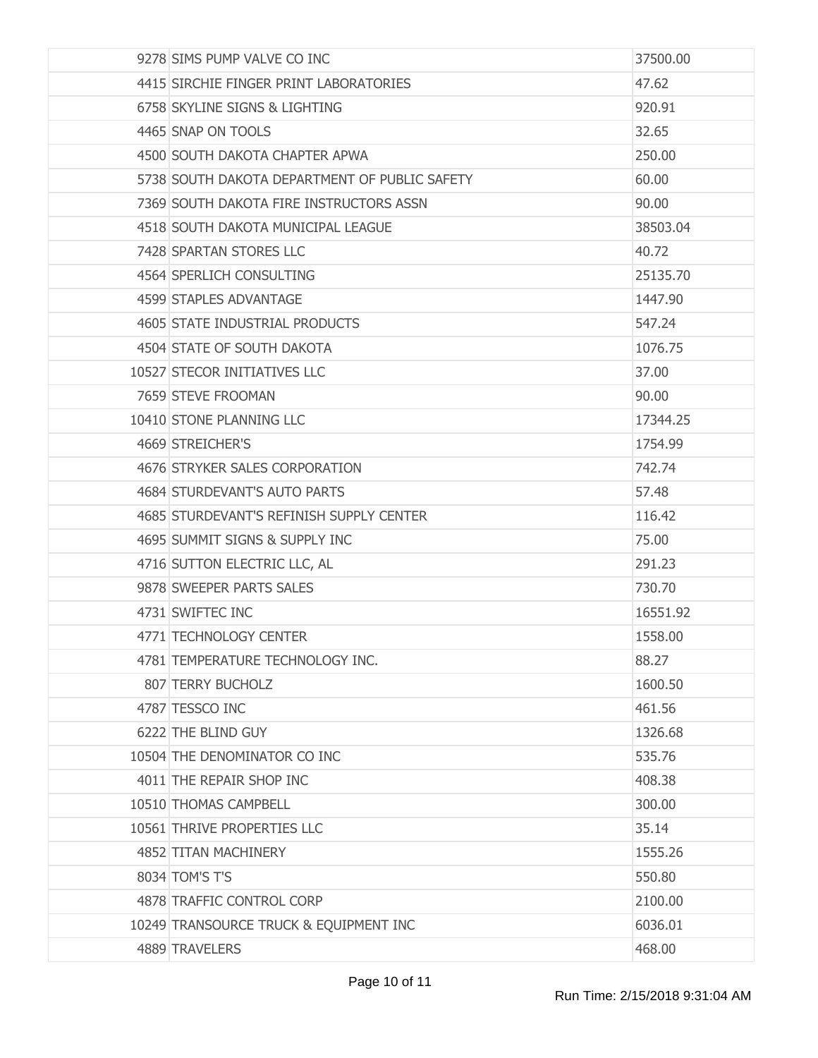| | | |
|---|---|---|
| 9278 | SIMS PUMP VALVE CO INC | 37500.00 |
| 4415 | SIRCHIE FINGER PRINT LABORATORIES | 47.62 |
| 6758 | SKYLINE SIGNS & LIGHTING | 920.91 |
| 4465 | SNAP ON TOOLS | 32.65 |
| 4500 | SOUTH DAKOTA CHAPTER APWA | 250.00 |
| 5738 | SOUTH DAKOTA DEPARTMENT OF PUBLIC SAFETY | 60.00 |
| 7369 | SOUTH DAKOTA FIRE INSTRUCTORS ASSN | 90.00 |
| 4518 | SOUTH DAKOTA MUNICIPAL LEAGUE | 38503.04 |
| 7428 | SPARTAN STORES LLC | 40.72 |
| 4564 | SPERLICH CONSULTING | 25135.70 |
| 4599 | STAPLES ADVANTAGE | 1447.90 |
| 4605 | STATE INDUSTRIAL PRODUCTS | 547.24 |
| 4504 | STATE OF SOUTH DAKOTA | 1076.75 |
| 10527 | STECOR INITIATIVES LLC | 37.00 |
| 7659 | STEVE FROOMAN | 90.00 |
| 10410 | STONE PLANNING LLC | 17344.25 |
| 4669 | STREICHER'S | 1754.99 |
| 4676 | STRYKER SALES CORPORATION | 742.74 |
| 4684 | STURDEVANT'S AUTO PARTS | 57.48 |
| 4685 | STURDEVANT'S REFINISH SUPPLY CENTER | 116.42 |
| 4695 | SUMMIT SIGNS & SUPPLY INC | 75.00 |
| 4716 | SUTTON ELECTRIC LLC, AL | 291.23 |
| 9878 | SWEEPER PARTS SALES | 730.70 |
| 4731 | SWIFTEC INC | 16551.92 |
| 4771 | TECHNOLOGY CENTER | 1558.00 |
| 4781 | TEMPERATURE TECHNOLOGY INC. | 88.27 |
| 807 | TERRY BUCHOLZ | 1600.50 |
| 4787 | TESSCO INC | 461.56 |
| 6222 | THE BLIND GUY | 1326.68 |
| 10504 | THE DENOMINATOR CO INC | 535.76 |
| 4011 | THE REPAIR SHOP INC | 408.38 |
| 10510 | THOMAS CAMPBELL | 300.00 |
| 10561 | THRIVE PROPERTIES LLC | 35.14 |
| 4852 | TITAN MACHINERY | 1555.26 |
| 8034 | TOM'S T'S | 550.80 |
| 4878 | TRAFFIC CONTROL CORP | 2100.00 |
| 10249 | TRANSOURCE TRUCK & EQUIPMENT INC | 6036.01 |
| 4889 | TRAVELERS | 468.00 |

Run Time: 2/15/2018 9:31:04 AM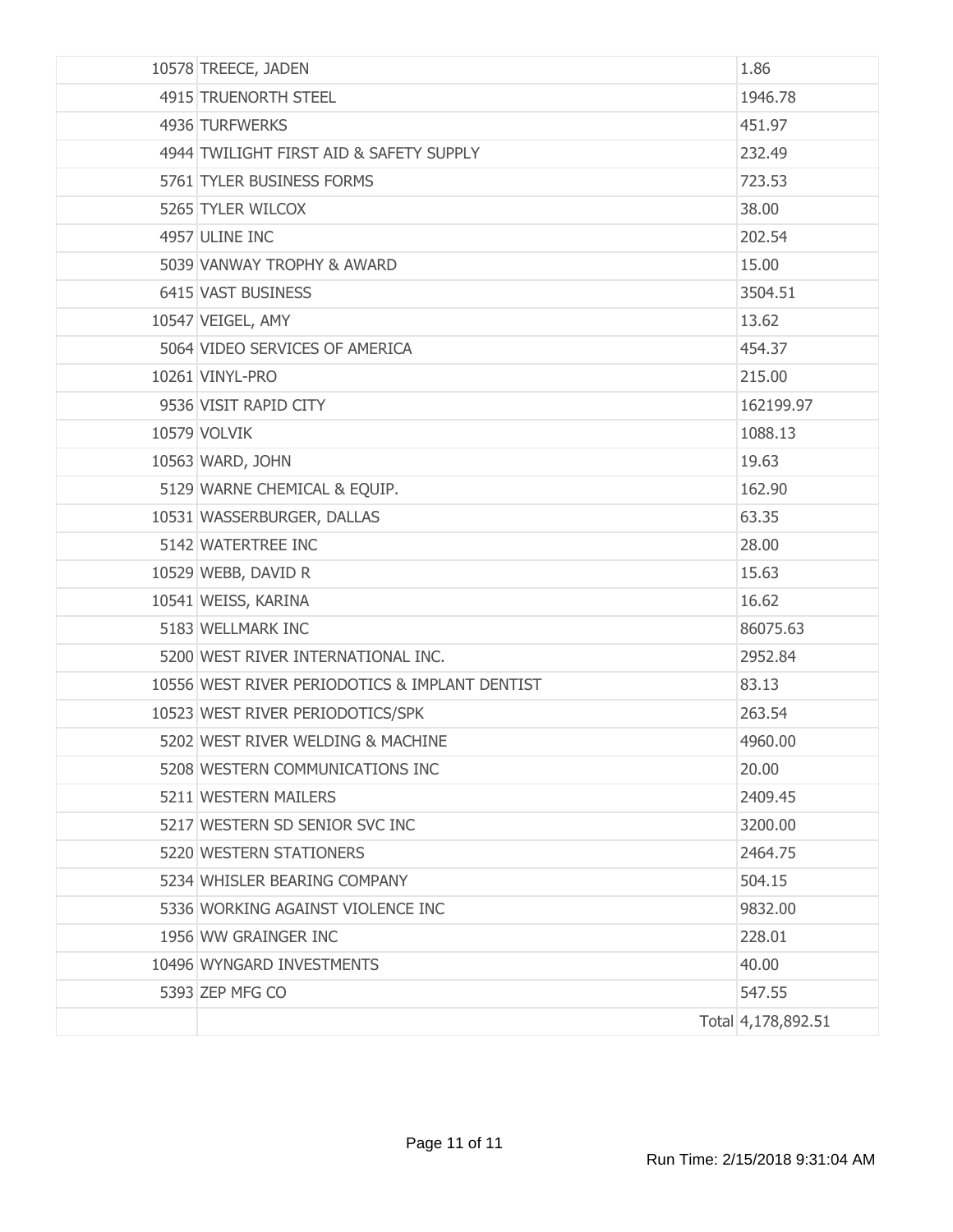| | | |
|---|---|---|
| 10578 | TREECE, JADEN | 1.86 |
| 4915 | TRUENORTH STEEL | 1946.78 |
| 4936 | TURFWERKS | 451.97 |
| 4944 | TWILIGHT FIRST AID & SAFETY SUPPLY | 232.49 |
| 5761 | TYLER BUSINESS FORMS | 723.53 |
| 5265 | TYLER WILCOX | 38.00 |
| 4957 | ULINE INC | 202.54 |
| 5039 | VANWAY TROPHY & AWARD | 15.00 |
| 6415 | VAST BUSINESS | 3504.51 |
| 10547 | VEIGEL, AMY | 13.62 |
| 5064 | VIDEO SERVICES OF AMERICA | 454.37 |
| 10261 | VINYL-PRO | 215.00 |
| 9536 | VISIT RAPID CITY | 162199.97 |
| 10579 | VOLVIK | 1088.13 |
| 10563 | WARD, JOHN | 19.63 |
| 5129 | WARNE CHEMICAL & EQUIP. | 162.90 |
| 10531 | WASSERBURGER, DALLAS | 63.35 |
| 5142 | WATERTREE INC | 28.00 |
| 10529 | WEBB, DAVID R | 15.63 |
| 10541 | WEISS, KARINA | 16.62 |
| 5183 | WELLMARK INC | 86075.63 |
| 5200 | WEST RIVER INTERNATIONAL INC. | 2952.84 |
| 10556 | WEST RIVER PERIODOTICS & IMPLANT DENTIST | 83.13 |
| 10523 | WEST RIVER PERIODOTICS/SPK | 263.54 |
| 5202 | WEST RIVER WELDING & MACHINE | 4960.00 |
| 5208 | WESTERN COMMUNICATIONS INC | 20.00 |
| 5211 | WESTERN MAILERS | 2409.45 |
| 5217 | WESTERN SD SENIOR SVC INC | 3200.00 |
| 5220 | WESTERN STATIONERS | 2464.75 |
| 5234 | WHISLER BEARING COMPANY | 504.15 |
| 5336 | WORKING AGAINST VIOLENCE INC | 9832.00 |
| 1956 | WW GRAINGER INC | 228.01 |
| 10496 | WYNGARD INVESTMENTS | 40.00 |
| 5393 | ZEP MFG CO | 547.55 |
| | | Total 4,178,892.51 |

Run Time: 2/15/2018 9:31:04 AM